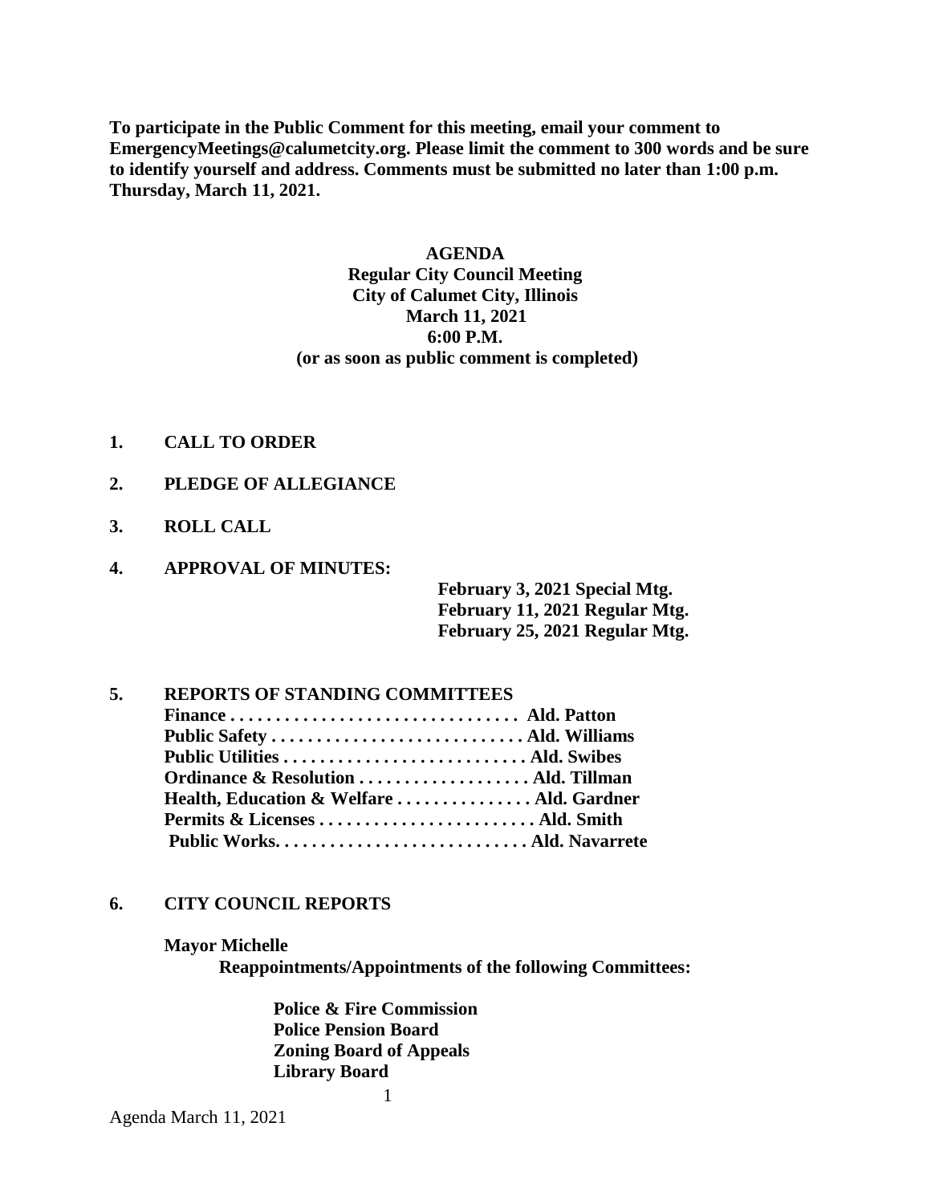**To participate in the Public Comment for this meeting, email your comment to EmergencyMeetings@calumetcity.org. Please limit the comment to 300 words and be sure to identify yourself and address. Comments must be submitted no later than 1:00 p.m. Thursday, March 11, 2021.**

**AGENDA**
**Regular City Council Meeting**
**City of Calumet City, Illinois**
**March 11, 2021**
**6:00 P.M.**
**(or as soon as public comment is completed)**

**1. CALL TO ORDER**

**2. PLEDGE OF ALLEGIANCE**

**3. ROLL CALL**

**4. APPROVAL OF MINUTES:**

**February 3, 2021 Special Mtg.**
**February 11, 2021 Regular Mtg.**
**February 25, 2021 Regular Mtg.**

**5. REPORTS OF STANDING COMMITTEES**

**Finance . . . . . . . . . . . . . . . . . . . . . . . . . . . . . . . . Ald. Patton**
**Public Safety . . . . . . . . . . . . . . . . . . . . . . . . . . . . Ald. Williams**
**Public Utilities . . . . . . . . . . . . . . . . . . . . . . . . . . . Ald. Swibes**
**Ordinance & Resolution . . . . . . . . . . . . . . . . . . . Ald. Tillman**
**Health, Education & Welfare . . . . . . . . . . . . . . . Ald. Gardner**
**Permits & Licenses . . . . . . . . . . . . . . . . . . . . . . . . Ald. Smith**
**Public Works. . . . . . . . . . . . . . . . . . . . . . . . . . . . Ald. Navarrete**

**6. CITY COUNCIL REPORTS**

**Mayor Michelle**
**Reappointments/Appointments of the following Committees:**

**Police & Fire Commission**
**Police Pension Board**
**Zoning Board of Appeals**
**Library Board**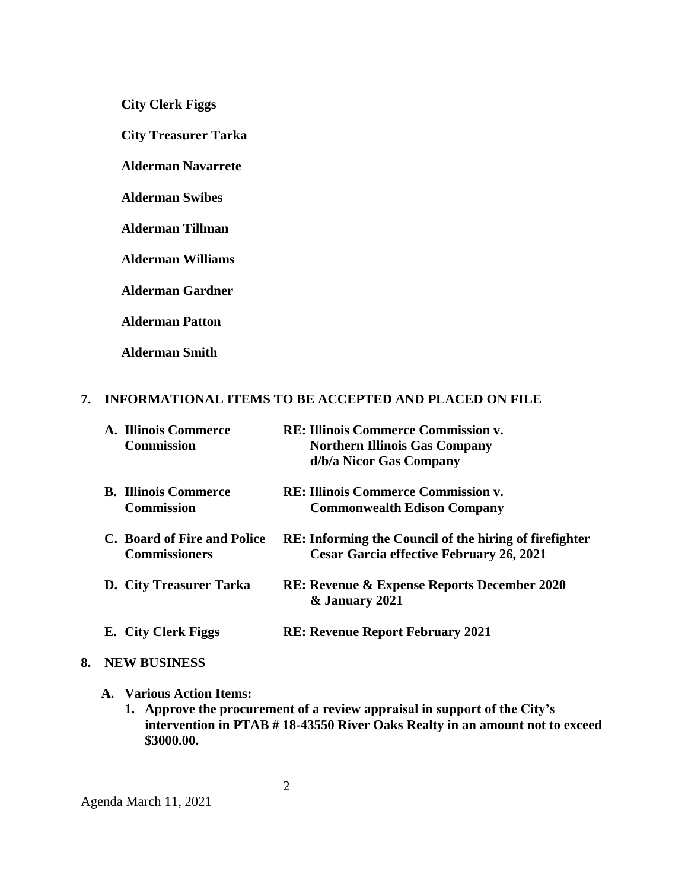**City Clerk Figgs**

**City Treasurer Tarka**

**Alderman Navarrete**

**Alderman Swibes**

**Alderman Tillman**

**Alderman Williams**

**Alderman Gardner**

**Alderman Patton**

**Alderman Smith**

**7. INFORMATIONAL ITEMS TO BE ACCEPTED AND PLACED ON FILE**

| | |
|---|---|
| **A. Illinois Commerce Commission** | **RE: Illinois Commerce Commission v. Northern Illinois Gas Company d/b/a Nicor Gas Company** |
| **B. Illinois Commerce Commission** | **RE: Illinois Commerce Commission v. Commonwealth Edison Company** |
| **C. Board of Fire and Police Commissioners** | **RE: Informing the Council of the hiring of firefighter Cesar Garcia effective February 26, 2021** |
| **D. City Treasurer Tarka** | **RE: Revenue & Expense Reports December 2020 & January 2021** |
| **E. City Clerk Figgs** | **RE: Revenue Report February 2021** |

**8. NEW BUSINESS**

**A. Various Action Items:**

1. **Approve the procurement of a review appraisal in support of the City's intervention in PTAB # 18-43550 River Oaks Realty in an amount not to exceed $3000.00.**

Agenda March 11, 2021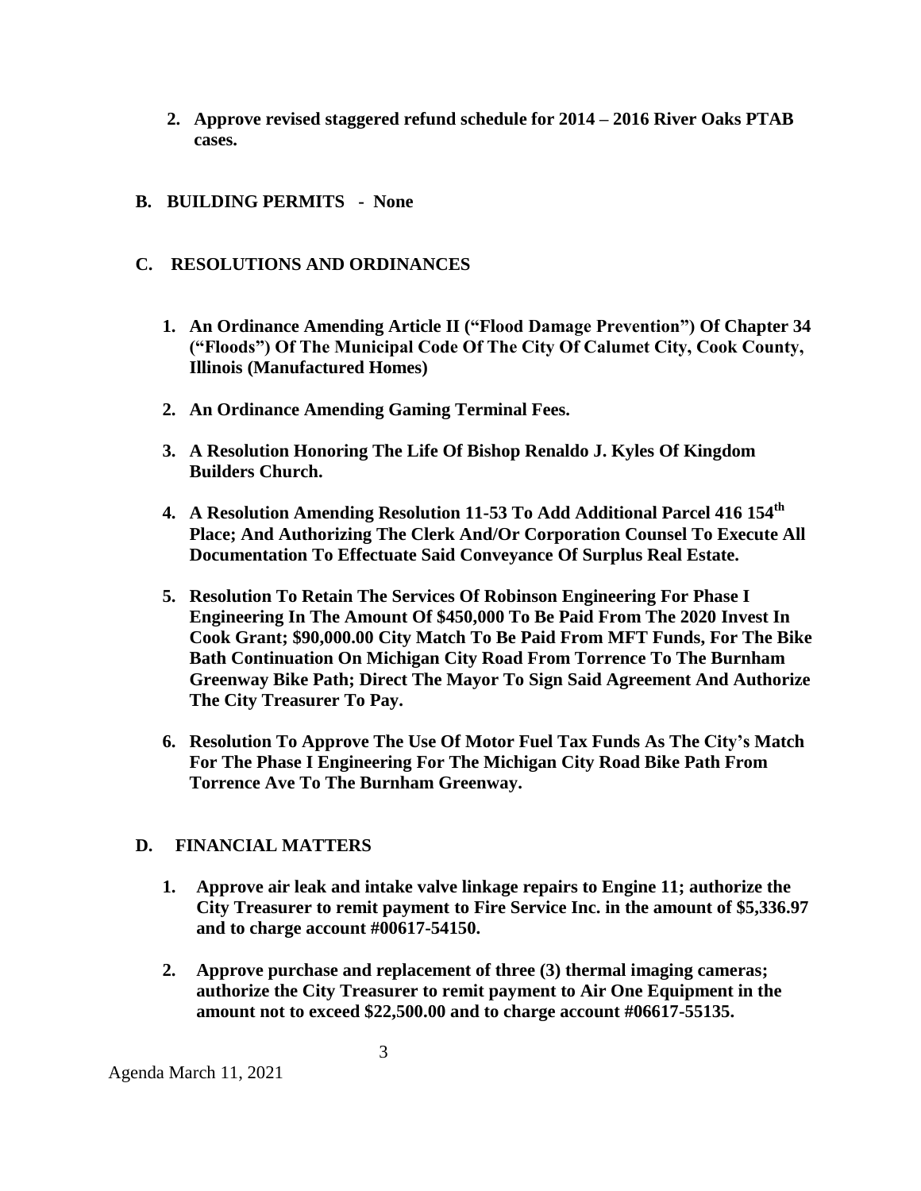2. **Approve revised staggered refund schedule for 2014 – 2016 River Oaks PTAB cases.**

**B. BUILDING PERMITS - None**

**C. RESOLUTIONS AND ORDINANCES**

1. **An Ordinance Amending Article II ("Flood Damage Prevention") Of Chapter 34 ("Floods") Of The Municipal Code Of The City Of Calumet City, Cook County, Illinois (Manufactured Homes)**

2. **An Ordinance Amending Gaming Terminal Fees.**

3. **A Resolution Honoring The Life Of Bishop Renaldo J. Kyles Of Kingdom Builders Church.**

4. **A Resolution Amending Resolution 11-53 To Add Additional Parcel 416 154th Place; And Authorizing The Clerk And/Or Corporation Counsel To Execute All Documentation To Effectuate Said Conveyance Of Surplus Real Estate.**

5. **Resolution To Retain The Services Of Robinson Engineering For Phase I Engineering In The Amount Of $450,000 To Be Paid From The 2020 Invest In Cook Grant; $90,000.00 City Match To Be Paid From MFT Funds, For The Bike Bath Continuation On Michigan City Road From Torrence To The Burnham Greenway Bike Path; Direct The Mayor To Sign Said Agreement And Authorize The City Treasurer To Pay.**

6. **Resolution To Approve The Use Of Motor Fuel Tax Funds As The City's Match For The Phase I Engineering For The Michigan City Road Bike Path From Torrence Ave To The Burnham Greenway.**

**D. FINANCIAL MATTERS**

1. **Approve air leak and intake valve linkage repairs to Engine 11; authorize the City Treasurer to remit payment to Fire Service Inc. in the amount of $5,336.97 and to charge account #00617-54150.**

2. **Approve purchase and replacement of three (3) thermal imaging cameras; authorize the City Treasurer to remit payment to Air One Equipment in the amount not to exceed $22,500.00 and to charge account #06617-55135.**

Agenda March 11, 2021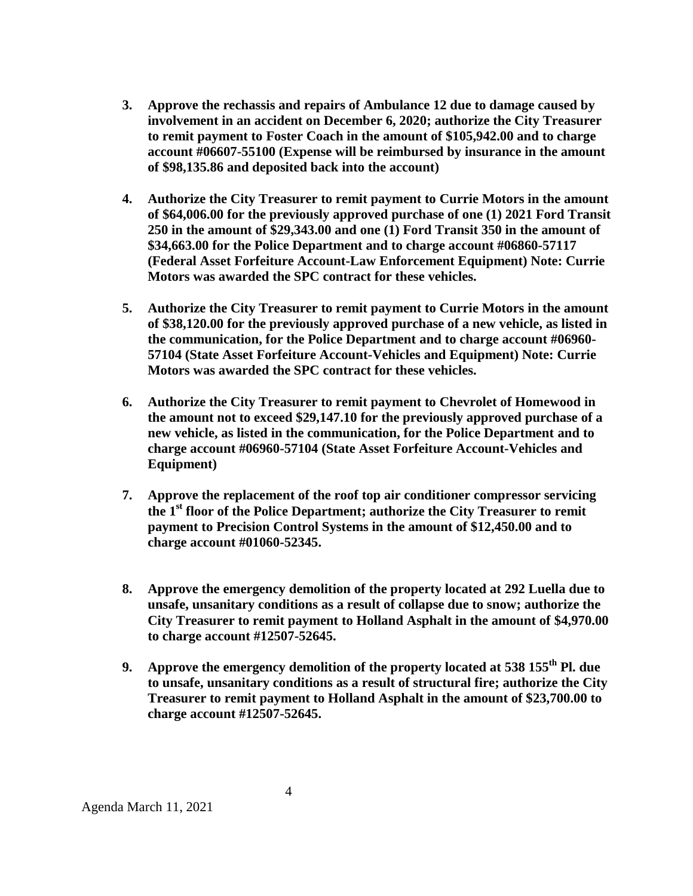3. **Approve the rechassis and repairs of Ambulance 12 due to damage caused by involvement in an accident on December 6, 2020; authorize the City Treasurer to remit payment to Foster Coach in the amount of $105,942.00 and to charge account #06607-55100 (Expense will be reimbursed by insurance in the amount of $98,135.86 and deposited back into the account)**

4. **Authorize the City Treasurer to remit payment to Currie Motors in the amount of $64,006.00 for the previously approved purchase of one (1) 2021 Ford Transit 250 in the amount of $29,343.00 and one (1) Ford Transit 350 in the amount of $34,663.00 for the Police Department and to charge account #06860-57117 (Federal Asset Forfeiture Account-Law Enforcement Equipment) Note: Currie Motors was awarded the SPC contract for these vehicles.**

5. **Authorize the City Treasurer to remit payment to Currie Motors in the amount of $38,120.00 for the previously approved purchase of a new vehicle, as listed in the communication, for the Police Department and to charge account #06960-57104 (State Asset Forfeiture Account-Vehicles and Equipment) Note: Currie Motors was awarded the SPC contract for these vehicles.**

6. **Authorize the City Treasurer to remit payment to Chevrolet of Homewood in the amount not to exceed $29,147.10 for the previously approved purchase of a new vehicle, as listed in the communication, for the Police Department and to charge account #06960-57104 (State Asset Forfeiture Account-Vehicles and Equipment)**

7. **Approve the replacement of the roof top air conditioner compressor servicing the 1st floor of the Police Department; authorize the City Treasurer to remit payment to Precision Control Systems in the amount of $12,450.00 and to charge account #01060-52345.**

8. **Approve the emergency demolition of the property located at 292 Luella due to unsafe, unsanitary conditions as a result of collapse due to snow; authorize the City Treasurer to remit payment to Holland Asphalt in the amount of $4,970.00 to charge account #12507-52645.**

9. **Approve the emergency demolition of the property located at 538 155th Pl. due to unsafe, unsanitary conditions as a result of structural fire; authorize the City Treasurer to remit payment to Holland Asphalt in the amount of $23,700.00 to charge account #12507-52645.**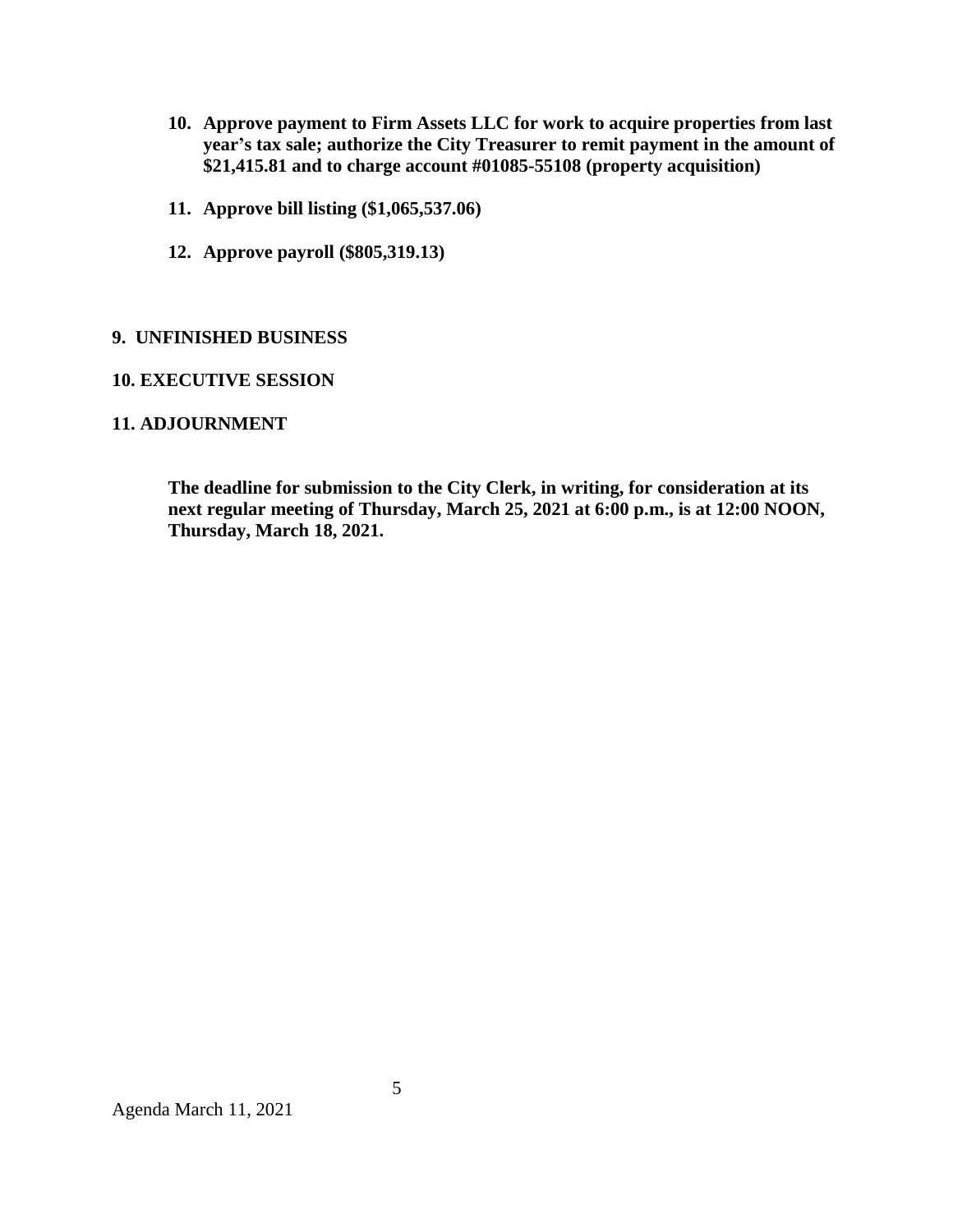10. **Approve payment to Firm Assets LLC for work to acquire properties from last year's tax sale; authorize the City Treasurer to remit payment in the amount of $21,415.81 and to charge account #01085-55108 (property acquisition)**

11. **Approve bill listing ($1,065,537.06)**

12. **Approve payroll ($805,319.13)**

**9. UNFINISHED BUSINESS**

**10. EXECUTIVE SESSION**

**11. ADJOURNMENT**

**The deadline for submission to the City Clerk, in writing, for consideration at its next regular meeting of Thursday, March 25, 2021 at 6:00 p.m., is at 12:00 NOON, Thursday, March 18, 2021.**